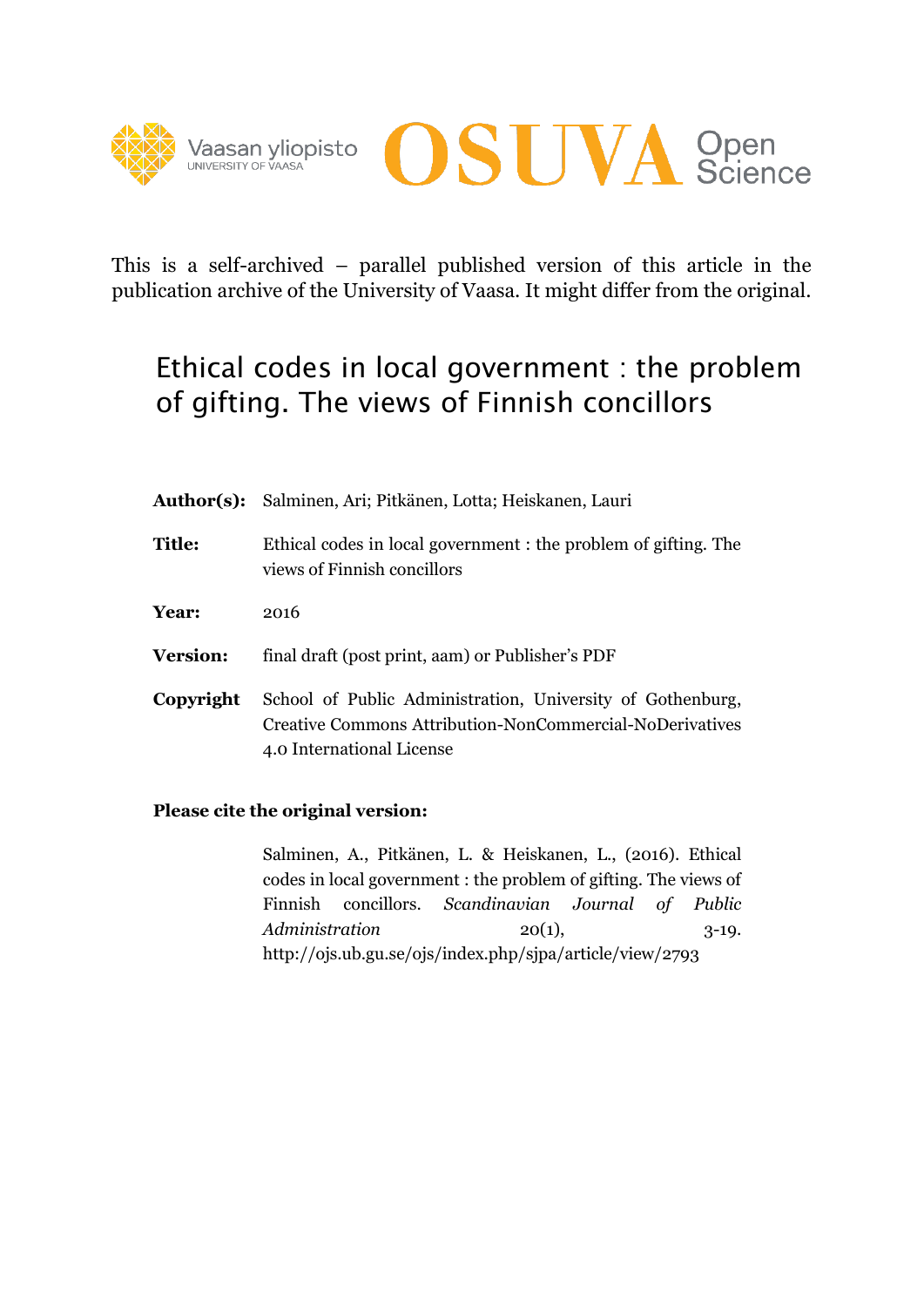This is a self-archived – parallel published version of this article in the publication archive of the University of Vaasa. It might differ from the original.

# Ethical codes in local government : the problem of gifting. The views of Finnish concillors

**Author(s):** Salminen, Ari; Pitkänen, Lotta; Heiskanen, Lauri

**Title:** Ethical codes in local government : the problem of gifting. The views of Finnish concillors

**Year:** 2016

**Version:** final draft (post print, aam) or Publisher's PDF

**Copyright** School of Public Administration, University of Gothenburg, Creative Commons Attribution-NonCommercial-NoDerivatives 4.0 International License

**Please cite the original version:**

Salminen, A., Pitkänen, L. & Heiskanen, L., (2016). Ethical codes in local government : the problem of gifting. The views of Finnish concillors. *Scandinavian Journal of Public Administration* 20(1), 3-19. http://ojs.ub.gu.se/ojs/index.php/sjpa/article/view/2793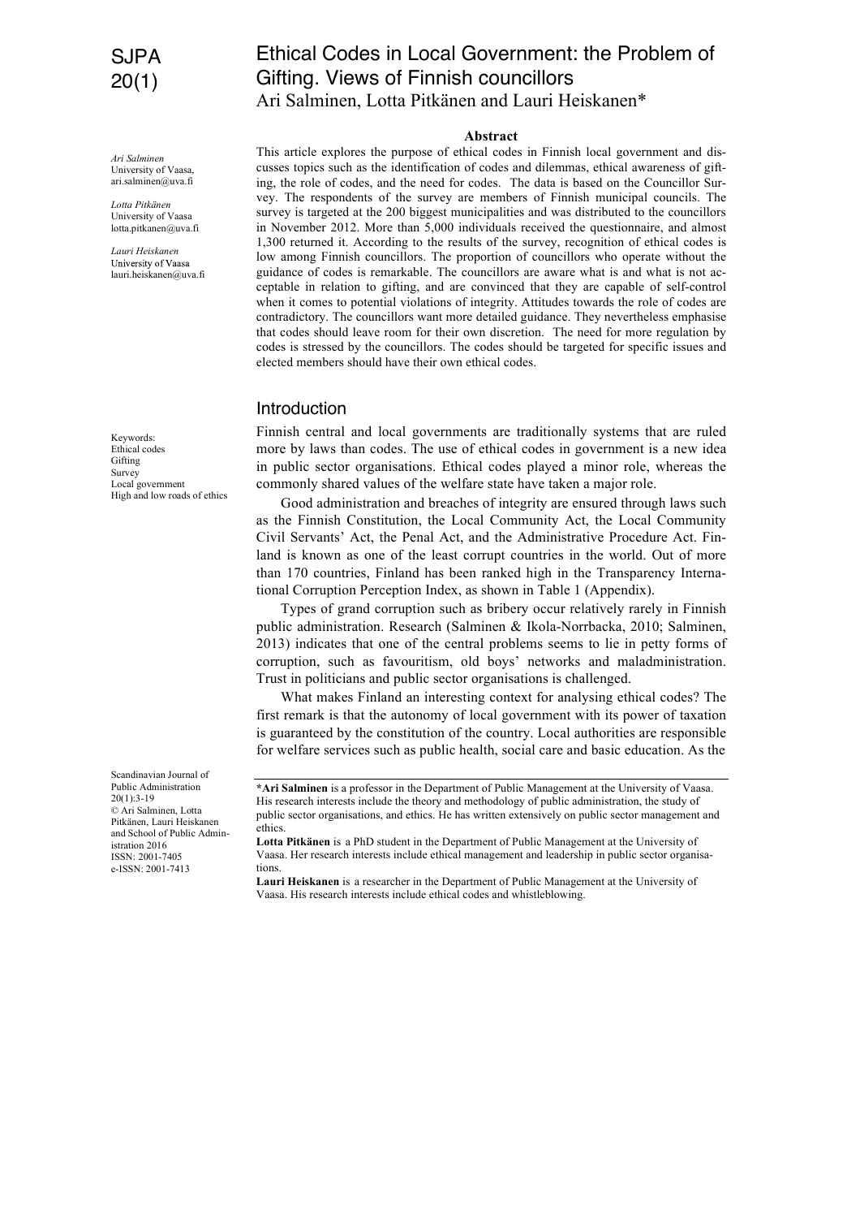# Ethical Codes in Local Government: the Problem of Gifting. Views of Finnish councillors

Ari Salminen, Lotta Pitkänen and Lauri Heiskanen*

*Ari Salminen*
University of Vaasa,
ari.salminen@uva.fi

*Lotta Pitkänen*
University of Vaasa
lotta.pitkanen@uva.fi

*Lauri Heiskanen*
University of Vaasa
lauri.heiskanen@uva.fi

Keywords:
Ethical codes
Gifting
Survey
Local government
High and low roads of ethics

Scandinavian Journal of Public Administration
20(1):3-19
© Ari Salminen, Lotta Pitkänen, Lauri Heiskanen and School of Public Administration 2016
ISSN: 2001-7405
e-ISSN: 2001-7413

**Abstract**

This article explores the purpose of ethical codes in Finnish local government and discusses topics such as the identification of codes and dilemmas, ethical awareness of gifting, the role of codes, and the need for codes. The data is based on the Councillor Survey. The respondents of the survey are members of Finnish municipal councils. The survey is targeted at the 200 biggest municipalities and was distributed to the councillors in November 2012. More than 5,000 individuals received the questionnaire, and almost 1,300 returned it. According to the results of the survey, recognition of ethical codes is low among Finnish councillors. The proportion of councillors who operate without the guidance of codes is remarkable. The councillors are aware what is and what is not acceptable in relation to gifting, and are convinced that they are capable of self-control when it comes to potential violations of integrity. Attitudes towards the role of codes are contradictory. The councillors want more detailed guidance. They nevertheless emphasise that codes should leave room for their own discretion. The need for more regulation by codes is stressed by the councillors. The codes should be targeted for specific issues and elected members should have their own ethical codes.

## Introduction

Finnish central and local governments are traditionally systems that are ruled more by laws than codes. The use of ethical codes in government is a new idea in public sector organisations. Ethical codes played a minor role, whereas the commonly shared values of the welfare state have taken a major role.

Good administration and breaches of integrity are ensured through laws such as the Finnish Constitution, the Local Community Act, the Local Community Civil Servants' Act, the Penal Act, and the Administrative Procedure Act. Finland is known as one of the least corrupt countries in the world. Out of more than 170 countries, Finland has been ranked high in the Transparency International Corruption Perception Index, as shown in Table 1 (Appendix).

Types of grand corruption such as bribery occur relatively rarely in Finnish public administration. Research (Salminen & Ikola-Norrbacka, 2010; Salminen, 2013) indicates that one of the central problems seems to lie in petty forms of corruption, such as favouritism, old boys' networks and maladministration. Trust in politicians and public sector organisations is challenged.

What makes Finland an interesting context for analysing ethical codes? The first remark is that the autonomy of local government with its power of taxation is guaranteed by the constitution of the country. Local authorities are responsible for welfare services such as public health, social care and basic education. As the

---

***Ari Salminen** is a professor in the Department of Public Management at the University of Vaasa. His research interests include the theory and methodology of public administration, the study of public sector organisations, and ethics. He has written extensively on public sector management and ethics.

**Lotta Pitkänen** is a PhD student in the Department of Public Management at the University of Vaasa. Her research interests include ethical management and leadership in public sector organisations.

**Lauri Heiskanen** is a researcher in the Department of Public Management at the University of Vaasa. His research interests include ethical codes and whistleblowing.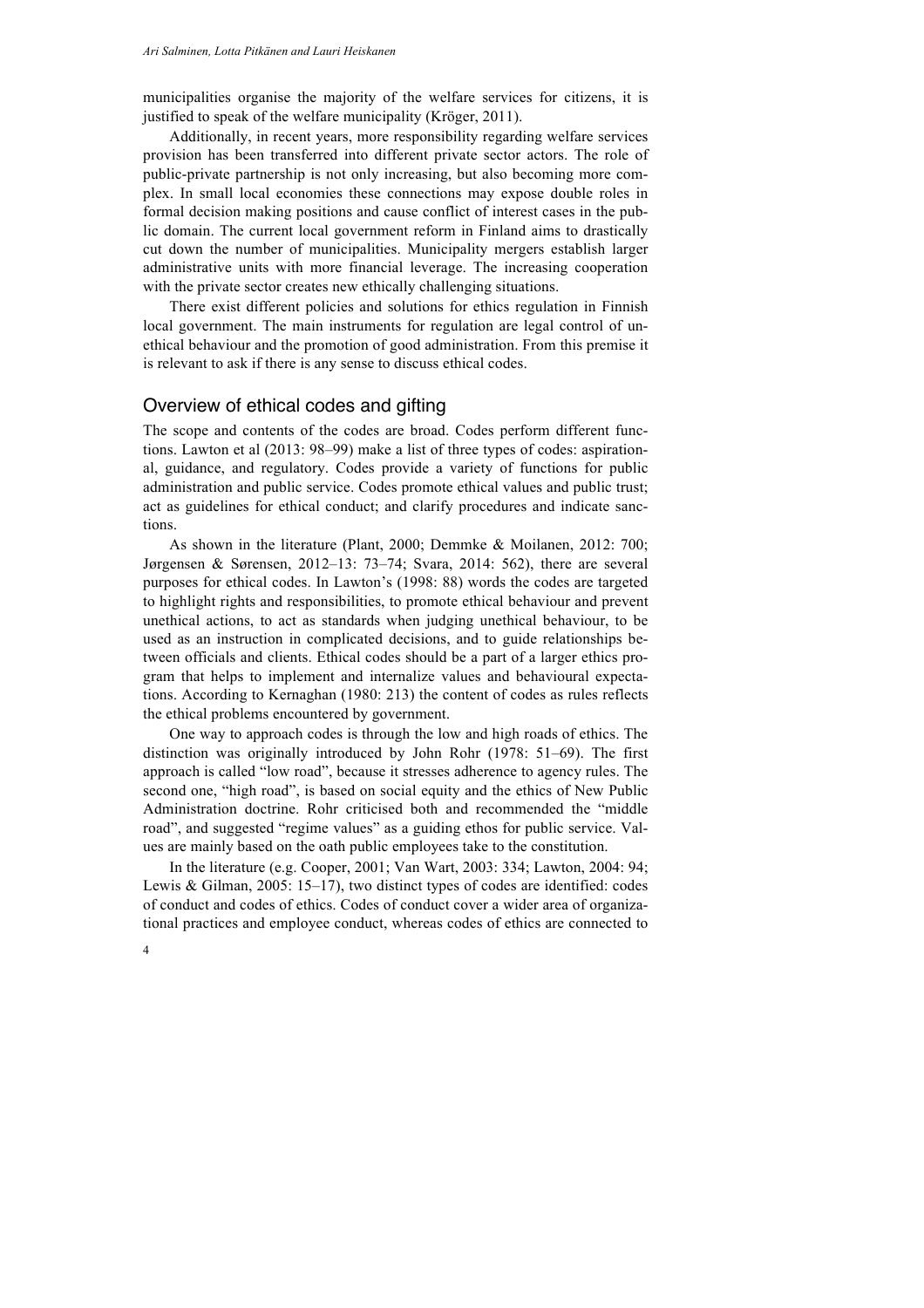municipalities organise the majority of the welfare services for citizens, it is justified to speak of the welfare municipality (Kröger, 2011).

Additionally, in recent years, more responsibility regarding welfare services provision has been transferred into different private sector actors. The role of public-private partnership is not only increasing, but also becoming more complex. In small local economies these connections may expose double roles in formal decision making positions and cause conflict of interest cases in the public domain. The current local government reform in Finland aims to drastically cut down the number of municipalities. Municipality mergers establish larger administrative units with more financial leverage. The increasing cooperation with the private sector creates new ethically challenging situations.

There exist different policies and solutions for ethics regulation in Finnish local government. The main instruments for regulation are legal control of unethical behaviour and the promotion of good administration. From this premise it is relevant to ask if there is any sense to discuss ethical codes.

## Overview of ethical codes and gifting

The scope and contents of the codes are broad. Codes perform different functions. Lawton et al (2013: 98–99) make a list of three types of codes: aspirational, guidance, and regulatory. Codes provide a variety of functions for public administration and public service. Codes promote ethical values and public trust; act as guidelines for ethical conduct; and clarify procedures and indicate sanctions.

As shown in the literature (Plant, 2000; Demmke & Moilanen, 2012: 700; Jørgensen & Sørensen, 2012–13: 73–74; Svara, 2014: 562), there are several purposes for ethical codes. In Lawton's (1998: 88) words the codes are targeted to highlight rights and responsibilities, to promote ethical behaviour and prevent unethical actions, to act as standards when judging unethical behaviour, to be used as an instruction in complicated decisions, and to guide relationships between officials and clients. Ethical codes should be a part of a larger ethics program that helps to implement and internalize values and behavioural expectations. According to Kernaghan (1980: 213) the content of codes as rules reflects the ethical problems encountered by government.

One way to approach codes is through the low and high roads of ethics. The distinction was originally introduced by John Rohr (1978: 51–69). The first approach is called "low road", because it stresses adherence to agency rules. The second one, "high road", is based on social equity and the ethics of New Public Administration doctrine. Rohr criticised both and recommended the "middle road", and suggested "regime values" as a guiding ethos for public service. Values are mainly based on the oath public employees take to the constitution.

In the literature (e.g. Cooper, 2001; Van Wart, 2003: 334; Lawton, 2004: 94; Lewis & Gilman, 2005: 15–17), two distinct types of codes are identified: codes of conduct and codes of ethics. Codes of conduct cover a wider area of organizational practices and employee conduct, whereas codes of ethics are connected to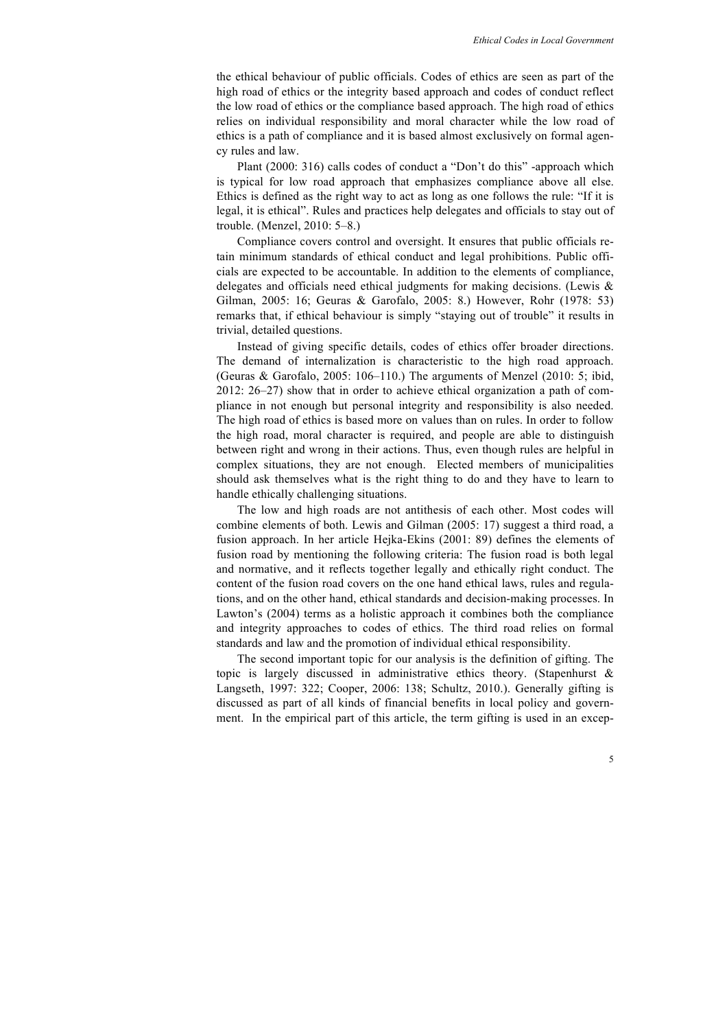the ethical behaviour of public officials. Codes of ethics are seen as part of the high road of ethics or the integrity based approach and codes of conduct reflect the low road of ethics or the compliance based approach. The high road of ethics relies on individual responsibility and moral character while the low road of ethics is a path of compliance and it is based almost exclusively on formal agency rules and law.

Plant (2000: 316) calls codes of conduct a "Don't do this" -approach which is typical for low road approach that emphasizes compliance above all else. Ethics is defined as the right way to act as long as one follows the rule: "If it is legal, it is ethical". Rules and practices help delegates and officials to stay out of trouble. (Menzel, 2010: 5–8.)

Compliance covers control and oversight. It ensures that public officials retain minimum standards of ethical conduct and legal prohibitions. Public officials are expected to be accountable. In addition to the elements of compliance, delegates and officials need ethical judgments for making decisions. (Lewis & Gilman, 2005: 16; Geuras & Garofalo, 2005: 8.) However, Rohr (1978: 53) remarks that, if ethical behaviour is simply "staying out of trouble" it results in trivial, detailed questions.

Instead of giving specific details, codes of ethics offer broader directions. The demand of internalization is characteristic to the high road approach. (Geuras & Garofalo, 2005: 106–110.) The arguments of Menzel (2010: 5; ibid, 2012: 26–27) show that in order to achieve ethical organization a path of compliance in not enough but personal integrity and responsibility is also needed. The high road of ethics is based more on values than on rules. In order to follow the high road, moral character is required, and people are able to distinguish between right and wrong in their actions. Thus, even though rules are helpful in complex situations, they are not enough. Elected members of municipalities should ask themselves what is the right thing to do and they have to learn to handle ethically challenging situations.

The low and high roads are not antithesis of each other. Most codes will combine elements of both. Lewis and Gilman (2005: 17) suggest a third road, a fusion approach. In her article Hejka-Ekins (2001: 89) defines the elements of fusion road by mentioning the following criteria: The fusion road is both legal and normative, and it reflects together legally and ethically right conduct. The content of the fusion road covers on the one hand ethical laws, rules and regulations, and on the other hand, ethical standards and decision-making processes. In Lawton's (2004) terms as a holistic approach it combines both the compliance and integrity approaches to codes of ethics. The third road relies on formal standards and law and the promotion of individual ethical responsibility.

The second important topic for our analysis is the definition of gifting. The topic is largely discussed in administrative ethics theory. (Stapenhurst & Langseth, 1997: 322; Cooper, 2006: 138; Schultz, 2010.). Generally gifting is discussed as part of all kinds of financial benefits in local policy and government. In the empirical part of this article, the term gifting is used in an excep-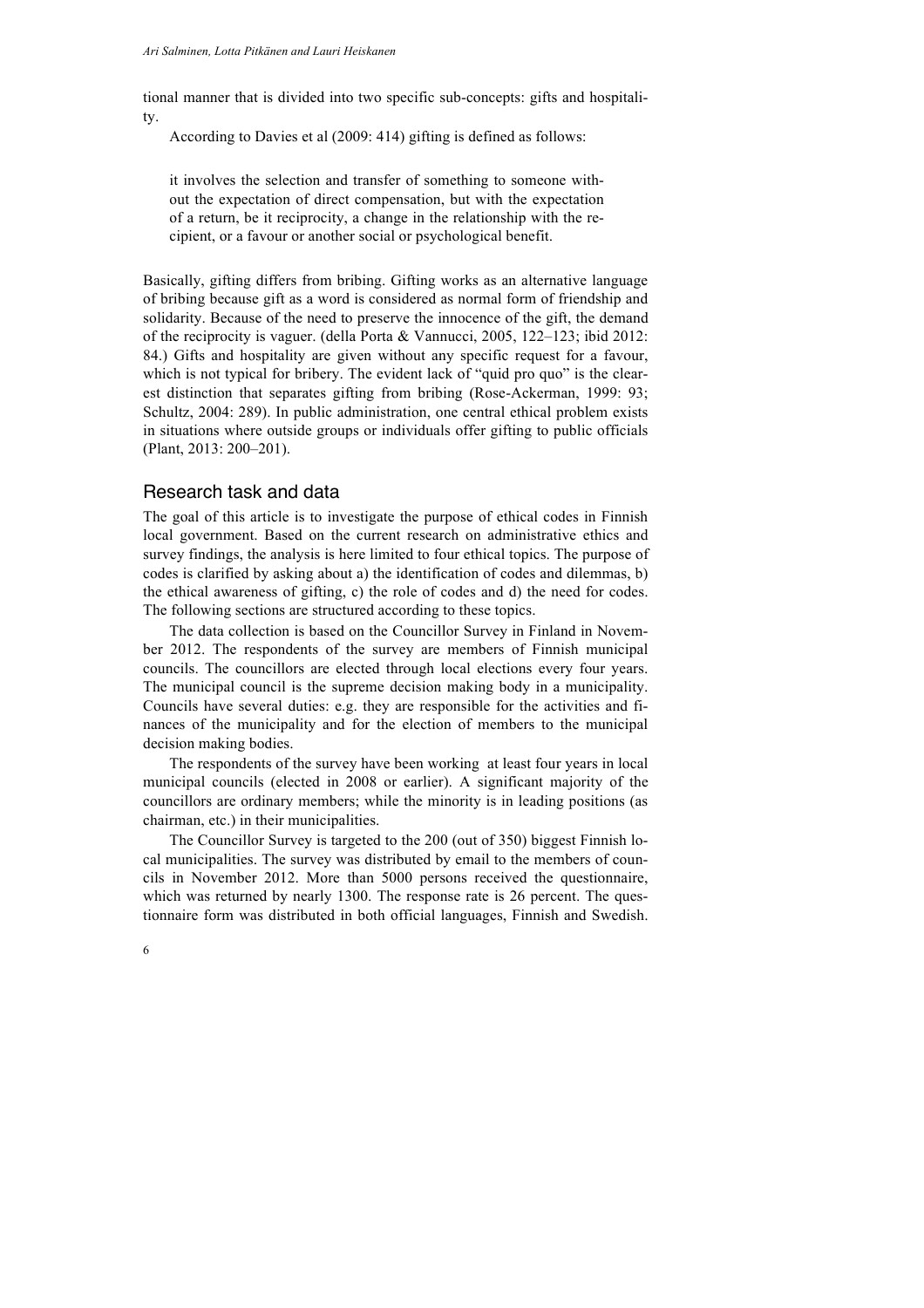tional manner that is divided into two specific sub-concepts: gifts and hospitality.

According to Davies et al (2009: 414) gifting is defined as follows:

> it involves the selection and transfer of something to someone without the expectation of direct compensation, but with the expectation of a return, be it reciprocity, a change in the relationship with the recipient, or a favour or another social or psychological benefit.

Basically, gifting differs from bribing. Gifting works as an alternative language of bribing because gift as a word is considered as normal form of friendship and solidarity. Because of the need to preserve the innocence of the gift, the demand of the reciprocity is vaguer. (della Porta & Vannucci, 2005, 122–123; ibid 2012: 84.) Gifts and hospitality are given without any specific request for a favour, which is not typical for bribery. The evident lack of "quid pro quo" is the clearest distinction that separates gifting from bribing (Rose-Ackerman, 1999: 93; Schultz, 2004: 289). In public administration, one central ethical problem exists in situations where outside groups or individuals offer gifting to public officials (Plant, 2013: 200–201).

## Research task and data

The goal of this article is to investigate the purpose of ethical codes in Finnish local government. Based on the current research on administrative ethics and survey findings, the analysis is here limited to four ethical topics. The purpose of codes is clarified by asking about a) the identification of codes and dilemmas, b) the ethical awareness of gifting, c) the role of codes and d) the need for codes. The following sections are structured according to these topics.

The data collection is based on the Councillor Survey in Finland in November 2012. The respondents of the survey are members of Finnish municipal councils. The councillors are elected through local elections every four years. The municipal council is the supreme decision making body in a municipality. Councils have several duties: e.g. they are responsible for the activities and finances of the municipality and for the election of members to the municipal decision making bodies.

The respondents of the survey have been working at least four years in local municipal councils (elected in 2008 or earlier). A significant majority of the councillors are ordinary members; while the minority is in leading positions (as chairman, etc.) in their municipalities.

The Councillor Survey is targeted to the 200 (out of 350) biggest Finnish local municipalities. The survey was distributed by email to the members of councils in November 2012. More than 5000 persons received the questionnaire, which was returned by nearly 1300. The response rate is 26 percent. The questionnaire form was distributed in both official languages, Finnish and Swedish.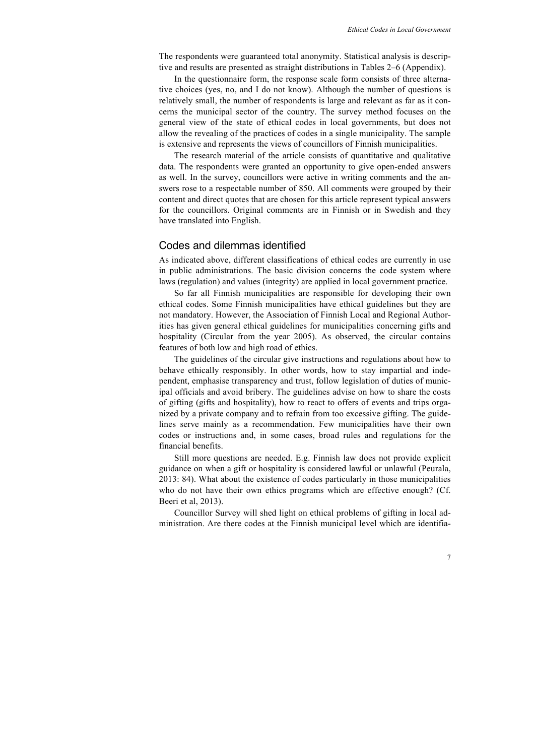The respondents were guaranteed total anonymity. Statistical analysis is descriptive and results are presented as straight distributions in Tables 2–6 (Appendix).

In the questionnaire form, the response scale form consists of three alternative choices (yes, no, and I do not know). Although the number of questions is relatively small, the number of respondents is large and relevant as far as it concerns the municipal sector of the country. The survey method focuses on the general view of the state of ethical codes in local governments, but does not allow the revealing of the practices of codes in a single municipality. The sample is extensive and represents the views of councillors of Finnish municipalities.

The research material of the article consists of quantitative and qualitative data. The respondents were granted an opportunity to give open-ended answers as well. In the survey, councillors were active in writing comments and the answers rose to a respectable number of 850. All comments were grouped by their content and direct quotes that are chosen for this article represent typical answers for the councillors. Original comments are in Finnish or in Swedish and they have translated into English.

## Codes and dilemmas identified

As indicated above, different classifications of ethical codes are currently in use in public administrations. The basic division concerns the code system where laws (regulation) and values (integrity) are applied in local government practice.

So far all Finnish municipalities are responsible for developing their own ethical codes. Some Finnish municipalities have ethical guidelines but they are not mandatory. However, the Association of Finnish Local and Regional Authorities has given general ethical guidelines for municipalities concerning gifts and hospitality (Circular from the year 2005). As observed, the circular contains features of both low and high road of ethics.

The guidelines of the circular give instructions and regulations about how to behave ethically responsibly. In other words, how to stay impartial and independent, emphasise transparency and trust, follow legislation of duties of municipal officials and avoid bribery. The guidelines advise on how to share the costs of gifting (gifts and hospitality), how to react to offers of events and trips organized by a private company and to refrain from too excessive gifting. The guidelines serve mainly as a recommendation. Few municipalities have their own codes or instructions and, in some cases, broad rules and regulations for the financial benefits.

Still more questions are needed. E.g. Finnish law does not provide explicit guidance on when a gift or hospitality is considered lawful or unlawful (Peurala, 2013: 84). What about the existence of codes particularly in those municipalities who do not have their own ethics programs which are effective enough? (Cf. Beeri et al, 2013).

Councillor Survey will shed light on ethical problems of gifting in local administration. Are there codes at the Finnish municipal level which are identifia-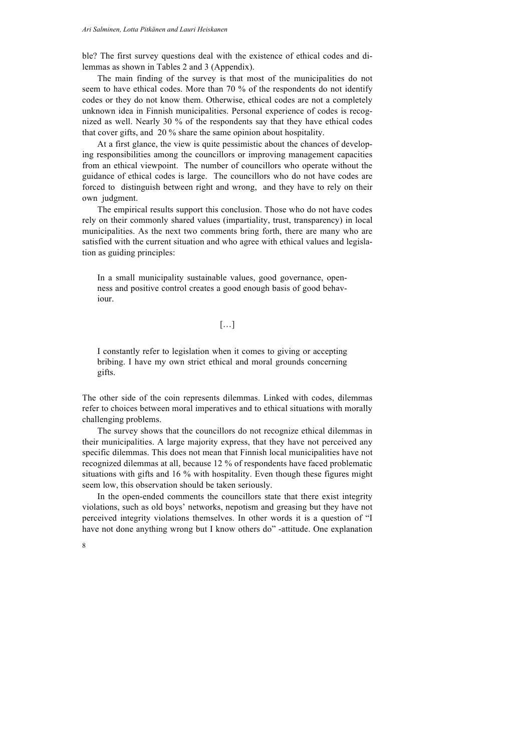ble? The first survey questions deal with the existence of ethical codes and dilemmas as shown in Tables 2 and 3 (Appendix).

The main finding of the survey is that most of the municipalities do not seem to have ethical codes. More than 70 % of the respondents do not identify codes or they do not know them. Otherwise, ethical codes are not a completely unknown idea in Finnish municipalities. Personal experience of codes is recognized as well. Nearly 30 % of the respondents say that they have ethical codes that cover gifts, and 20 % share the same opinion about hospitality.

At a first glance, the view is quite pessimistic about the chances of developing responsibilities among the councillors or improving management capacities from an ethical viewpoint. The number of councillors who operate without the guidance of ethical codes is large. The councillors who do not have codes are forced to distinguish between right and wrong, and they have to rely on their own judgment.

The empirical results support this conclusion. Those who do not have codes rely on their commonly shared values (impartiality, trust, transparency) in local municipalities. As the next two comments bring forth, there are many who are satisfied with the current situation and who agree with ethical values and legislation as guiding principles:

> In a small municipality sustainable values, good governance, openness and positive control creates a good enough basis of good behaviour.
>
> […]
>
> I constantly refer to legislation when it comes to giving or accepting bribing. I have my own strict ethical and moral grounds concerning gifts.

The other side of the coin represents dilemmas. Linked with codes, dilemmas refer to choices between moral imperatives and to ethical situations with morally challenging problems.

The survey shows that the councillors do not recognize ethical dilemmas in their municipalities. A large majority express, that they have not perceived any specific dilemmas. This does not mean that Finnish local municipalities have not recognized dilemmas at all, because 12 % of respondents have faced problematic situations with gifts and 16 % with hospitality. Even though these figures might seem low, this observation should be taken seriously.

In the open-ended comments the councillors state that there exist integrity violations, such as old boys' networks, nepotism and greasing but they have not perceived integrity violations themselves. In other words it is a question of "I have not done anything wrong but I know others do" -attitude. One explanation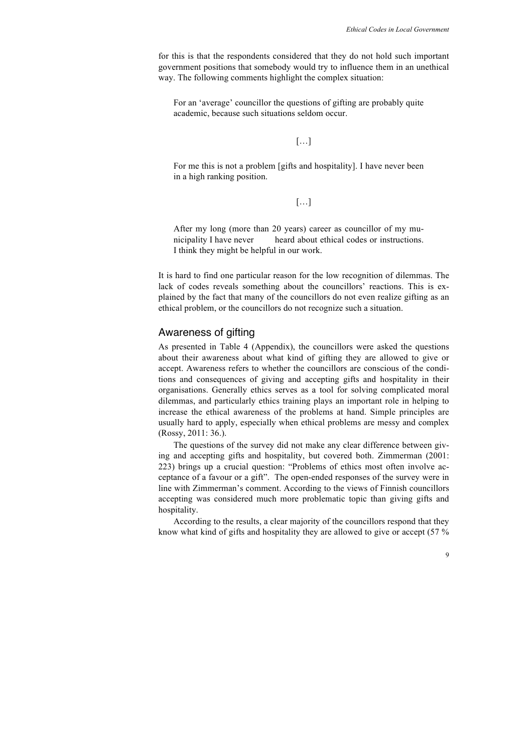for this is that the respondents considered that they do not hold such important government positions that somebody would try to influence them in an unethical way. The following comments highlight the complex situation:

> For an 'average' councillor the questions of gifting are probably quite academic, because such situations seldom occur.
>
> […]
>
> For me this is not a problem [gifts and hospitality]. I have never been in a high ranking position.
>
> […]
>
> After my long (more than 20 years) career as councillor of my municipality I have never heard about ethical codes or instructions. I think they might be helpful in our work.

It is hard to find one particular reason for the low recognition of dilemmas. The lack of codes reveals something about the councillors' reactions. This is explained by the fact that many of the councillors do not even realize gifting as an ethical problem, or the councillors do not recognize such a situation.

## Awareness of gifting

As presented in Table 4 (Appendix), the councillors were asked the questions about their awareness about what kind of gifting they are allowed to give or accept. Awareness refers to whether the councillors are conscious of the conditions and consequences of giving and accepting gifts and hospitality in their organisations. Generally ethics serves as a tool for solving complicated moral dilemmas, and particularly ethics training plays an important role in helping to increase the ethical awareness of the problems at hand. Simple principles are usually hard to apply, especially when ethical problems are messy and complex (Rossy, 2011: 36.).

The questions of the survey did not make any clear difference between giving and accepting gifts and hospitality, but covered both. Zimmerman (2001: 223) brings up a crucial question: "Problems of ethics most often involve acceptance of a favour or a gift". The open-ended responses of the survey were in line with Zimmerman's comment. According to the views of Finnish councillors accepting was considered much more problematic topic than giving gifts and hospitality.

According to the results, a clear majority of the councillors respond that they know what kind of gifts and hospitality they are allowed to give or accept (57 %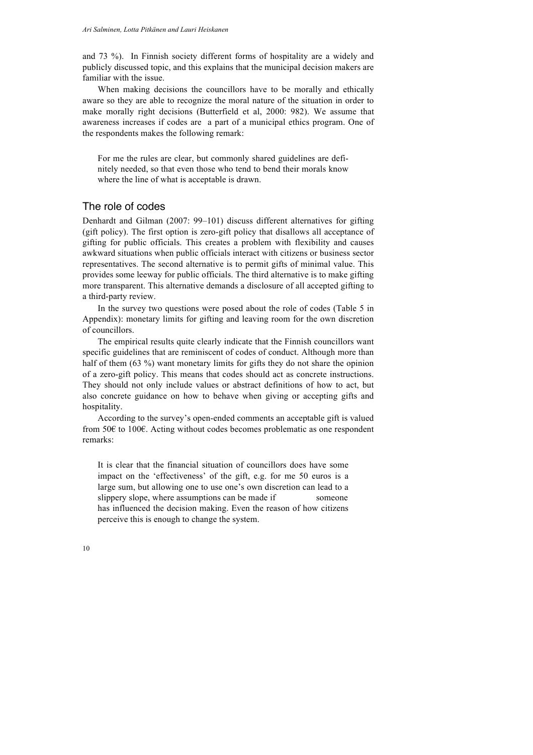and 73 %). In Finnish society different forms of hospitality are a widely and publicly discussed topic, and this explains that the municipal decision makers are familiar with the issue.

When making decisions the councillors have to be morally and ethically aware so they are able to recognize the moral nature of the situation in order to make morally right decisions (Butterfield et al, 2000: 982). We assume that awareness increases if codes are a part of a municipal ethics program. One of the respondents makes the following remark:

> For me the rules are clear, but commonly shared guidelines are definitely needed, so that even those who tend to bend their morals know where the line of what is acceptable is drawn.

## The role of codes

Denhardt and Gilman (2007: 99–101) discuss different alternatives for gifting (gift policy). The first option is zero-gift policy that disallows all acceptance of gifting for public officials. This creates a problem with flexibility and causes awkward situations when public officials interact with citizens or business sector representatives. The second alternative is to permit gifts of minimal value. This provides some leeway for public officials. The third alternative is to make gifting more transparent. This alternative demands a disclosure of all accepted gifting to a third-party review.

In the survey two questions were posed about the role of codes (Table 5 in Appendix): monetary limits for gifting and leaving room for the own discretion of councillors.

The empirical results quite clearly indicate that the Finnish councillors want specific guidelines that are reminiscent of codes of conduct. Although more than half of them (63 %) want monetary limits for gifts they do not share the opinion of a zero-gift policy. This means that codes should act as concrete instructions. They should not only include values or abstract definitions of how to act, but also concrete guidance on how to behave when giving or accepting gifts and hospitality.

According to the survey's open-ended comments an acceptable gift is valued from 50€ to 100€. Acting without codes becomes problematic as one respondent remarks:

> It is clear that the financial situation of councillors does have some impact on the 'effectiveness' of the gift, e.g. for me 50 euros is a large sum, but allowing one to use one's own discretion can lead to a slippery slope, where assumptions can be made if someone has influenced the decision making. Even the reason of how citizens perceive this is enough to change the system.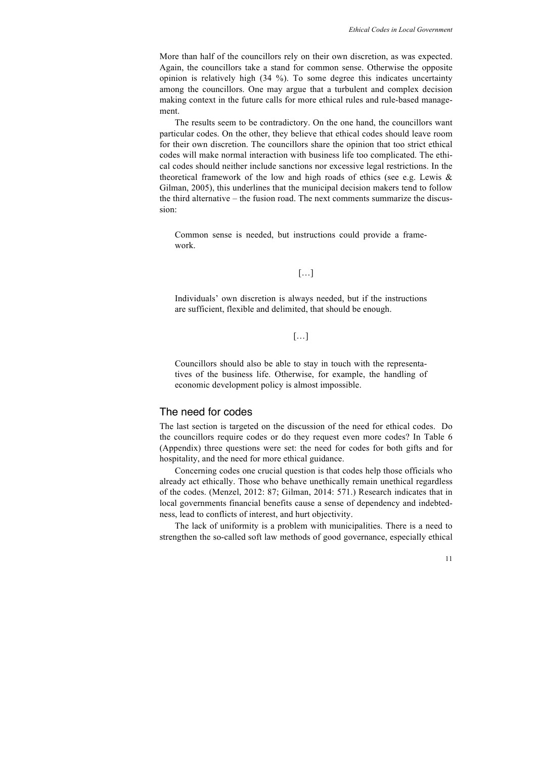More than half of the councillors rely on their own discretion, as was expected. Again, the councillors take a stand for common sense. Otherwise the opposite opinion is relatively high (34 %). To some degree this indicates uncertainty among the councillors. One may argue that a turbulent and complex decision making context in the future calls for more ethical rules and rule-based management.

The results seem to be contradictory. On the one hand, the councillors want particular codes. On the other, they believe that ethical codes should leave room for their own discretion. The councillors share the opinion that too strict ethical codes will make normal interaction with business life too complicated. The ethical codes should neither include sanctions nor excessive legal restrictions. In the theoretical framework of the low and high roads of ethics (see e.g. Lewis & Gilman, 2005), this underlines that the municipal decision makers tend to follow the third alternative – the fusion road. The next comments summarize the discussion:

> Common sense is needed, but instructions could provide a framework.
>
> […]
>
> Individuals' own discretion is always needed, but if the instructions are sufficient, flexible and delimited, that should be enough.
>
> […]
>
> Councillors should also be able to stay in touch with the representatives of the business life. Otherwise, for example, the handling of economic development policy is almost impossible.

## The need for codes

The last section is targeted on the discussion of the need for ethical codes. Do the councillors require codes or do they request even more codes? In Table 6 (Appendix) three questions were set: the need for codes for both gifts and for hospitality, and the need for more ethical guidance.

Concerning codes one crucial question is that codes help those officials who already act ethically. Those who behave unethically remain unethical regardless of the codes. (Menzel, 2012: 87; Gilman, 2014: 571.) Research indicates that in local governments financial benefits cause a sense of dependency and indebtedness, lead to conflicts of interest, and hurt objectivity.

The lack of uniformity is a problem with municipalities. There is a need to strengthen the so-called soft law methods of good governance, especially ethical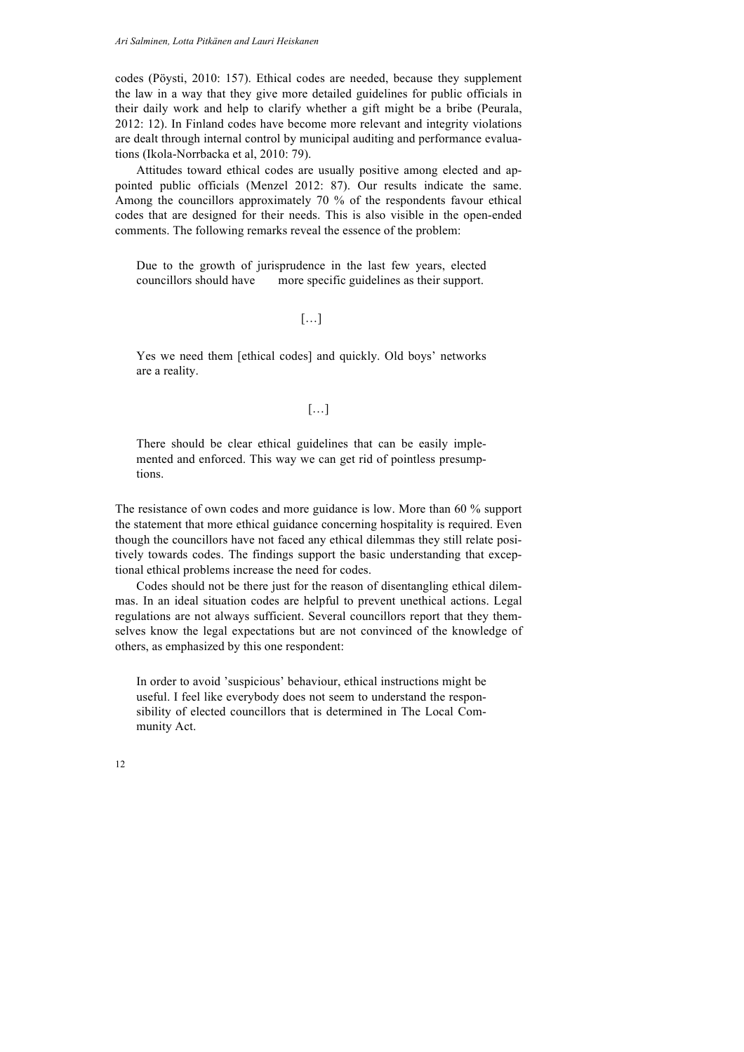codes (Pöysti, 2010: 157). Ethical codes are needed, because they supplement the law in a way that they give more detailed guidelines for public officials in their daily work and help to clarify whether a gift might be a bribe (Peurala, 2012: 12). In Finland codes have become more relevant and integrity violations are dealt through internal control by municipal auditing and performance evaluations (Ikola-Norrbacka et al, 2010: 79).

Attitudes toward ethical codes are usually positive among elected and appointed public officials (Menzel 2012: 87). Our results indicate the same. Among the councillors approximately 70 % of the respondents favour ethical codes that are designed for their needs. This is also visible in the open-ended comments. The following remarks reveal the essence of the problem:

> Due to the growth of jurisprudence in the last few years, elected councillors should have more specific guidelines as their support.
>
> […]
>
> Yes we need them [ethical codes] and quickly. Old boys' networks are a reality.
>
> […]
>
> There should be clear ethical guidelines that can be easily implemented and enforced. This way we can get rid of pointless presumptions.

The resistance of own codes and more guidance is low. More than 60 % support the statement that more ethical guidance concerning hospitality is required. Even though the councillors have not faced any ethical dilemmas they still relate positively towards codes. The findings support the basic understanding that exceptional ethical problems increase the need for codes.

Codes should not be there just for the reason of disentangling ethical dilemmas. In an ideal situation codes are helpful to prevent unethical actions. Legal regulations are not always sufficient. Several councillors report that they themselves know the legal expectations but are not convinced of the knowledge of others, as emphasized by this one respondent:

> In order to avoid 'suspicious' behaviour, ethical instructions might be useful. I feel like everybody does not seem to understand the responsibility of elected councillors that is determined in The Local Community Act.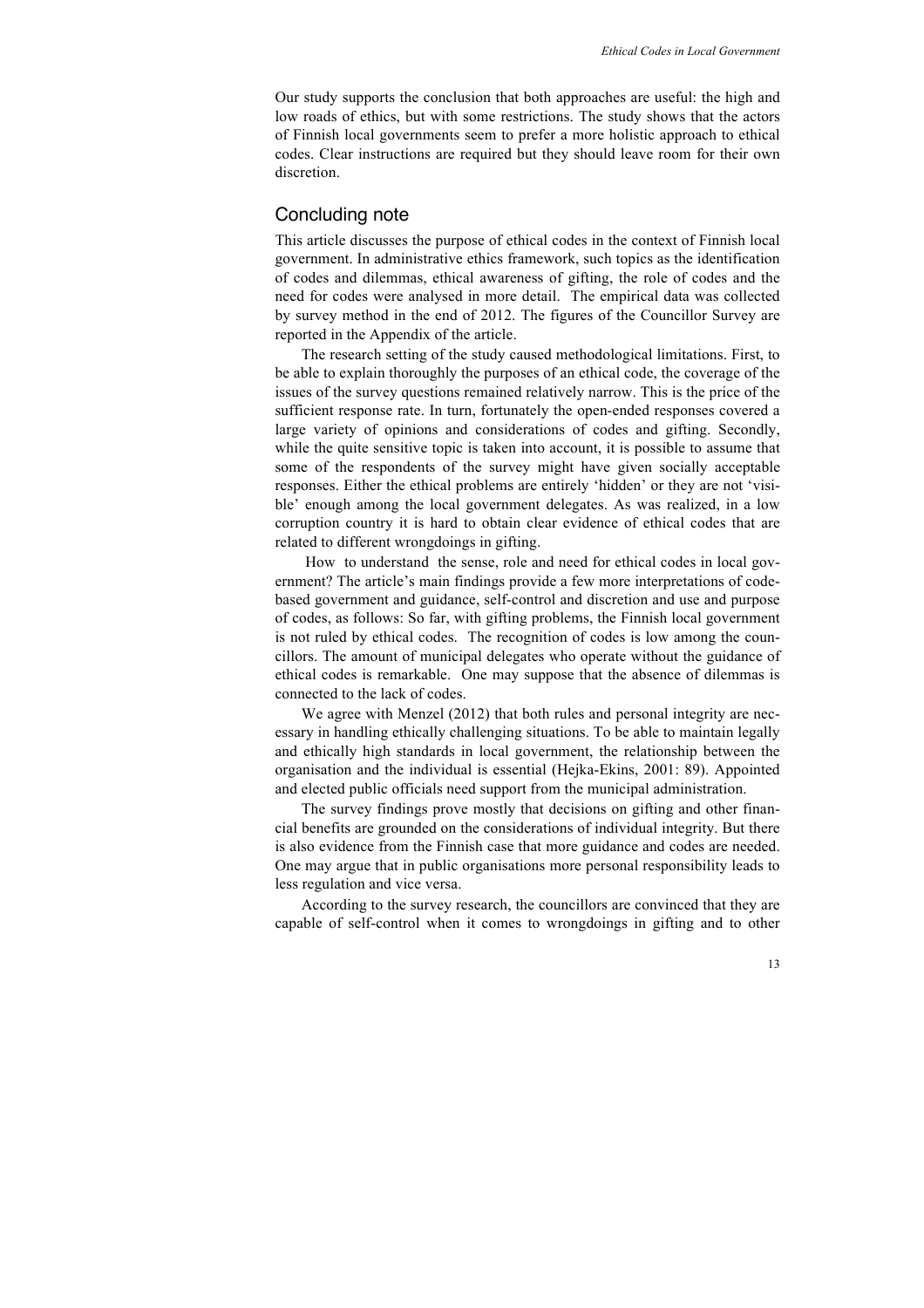Our study supports the conclusion that both approaches are useful: the high and low roads of ethics, but with some restrictions. The study shows that the actors of Finnish local governments seem to prefer a more holistic approach to ethical codes. Clear instructions are required but they should leave room for their own discretion.

## Concluding note

This article discusses the purpose of ethical codes in the context of Finnish local government. In administrative ethics framework, such topics as the identification of codes and dilemmas, ethical awareness of gifting, the role of codes and the need for codes were analysed in more detail. The empirical data was collected by survey method in the end of 2012. The figures of the Councillor Survey are reported in the Appendix of the article.

The research setting of the study caused methodological limitations. First, to be able to explain thoroughly the purposes of an ethical code, the coverage of the issues of the survey questions remained relatively narrow. This is the price of the sufficient response rate. In turn, fortunately the open-ended responses covered a large variety of opinions and considerations of codes and gifting. Secondly, while the quite sensitive topic is taken into account, it is possible to assume that some of the respondents of the survey might have given socially acceptable responses. Either the ethical problems are entirely 'hidden' or they are not 'visible' enough among the local government delegates. As was realized, in a low corruption country it is hard to obtain clear evidence of ethical codes that are related to different wrongdoings in gifting.

How to understand the sense, role and need for ethical codes in local government? The article's main findings provide a few more interpretations of code-based government and guidance, self-control and discretion and use and purpose of codes, as follows: So far, with gifting problems, the Finnish local government is not ruled by ethical codes. The recognition of codes is low among the councillors. The amount of municipal delegates who operate without the guidance of ethical codes is remarkable. One may suppose that the absence of dilemmas is connected to the lack of codes.

We agree with Menzel (2012) that both rules and personal integrity are necessary in handling ethically challenging situations. To be able to maintain legally and ethically high standards in local government, the relationship between the organisation and the individual is essential (Hejka-Ekins, 2001: 89). Appointed and elected public officials need support from the municipal administration.

The survey findings prove mostly that decisions on gifting and other financial benefits are grounded on the considerations of individual integrity. But there is also evidence from the Finnish case that more guidance and codes are needed. One may argue that in public organisations more personal responsibility leads to less regulation and vice versa.

According to the survey research, the councillors are convinced that they are capable of self-control when it comes to wrongdoings in gifting and to other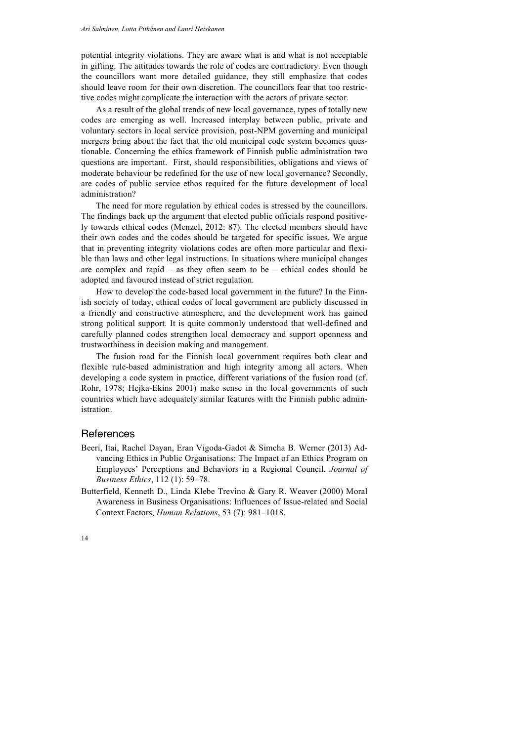potential integrity violations. They are aware what is and what is not acceptable in gifting. The attitudes towards the role of codes are contradictory. Even though the councillors want more detailed guidance, they still emphasize that codes should leave room for their own discretion. The councillors fear that too restrictive codes might complicate the interaction with the actors of private sector.

As a result of the global trends of new local governance, types of totally new codes are emerging as well. Increased interplay between public, private and voluntary sectors in local service provision, post-NPM governing and municipal mergers bring about the fact that the old municipal code system becomes questionable. Concerning the ethics framework of Finnish public administration two questions are important. First, should responsibilities, obligations and views of moderate behaviour be redefined for the use of new local governance? Secondly, are codes of public service ethos required for the future development of local administration?

The need for more regulation by ethical codes is stressed by the councillors. The findings back up the argument that elected public officials respond positively towards ethical codes (Menzel, 2012: 87). The elected members should have their own codes and the codes should be targeted for specific issues. We argue that in preventing integrity violations codes are often more particular and flexible than laws and other legal instructions. In situations where municipal changes are complex and rapid – as they often seem to be – ethical codes should be adopted and favoured instead of strict regulation.

How to develop the code-based local government in the future? In the Finnish society of today, ethical codes of local government are publicly discussed in a friendly and constructive atmosphere, and the development work has gained strong political support. It is quite commonly understood that well-defined and carefully planned codes strengthen local democracy and support openness and trustworthiness in decision making and management.

The fusion road for the Finnish local government requires both clear and flexible rule-based administration and high integrity among all actors. When developing a code system in practice, different variations of the fusion road (cf. Rohr, 1978; Hejka-Ekins 2001) make sense in the local governments of such countries which have adequately similar features with the Finnish public administration.

## References

Beeri, Itai, Rachel Dayan, Eran Vigoda-Gadot & Simcha B. Werner (2013) Advancing Ethics in Public Organisations: The Impact of an Ethics Program on Employees' Perceptions and Behaviors in a Regional Council, *Journal of Business Ethics*, 112 (1): 59–78.

Butterfield, Kenneth D., Linda Klebe Trevino & Gary R. Weaver (2000) Moral Awareness in Business Organisations: Influences of Issue-related and Social Context Factors, *Human Relations*, 53 (7): 981–1018.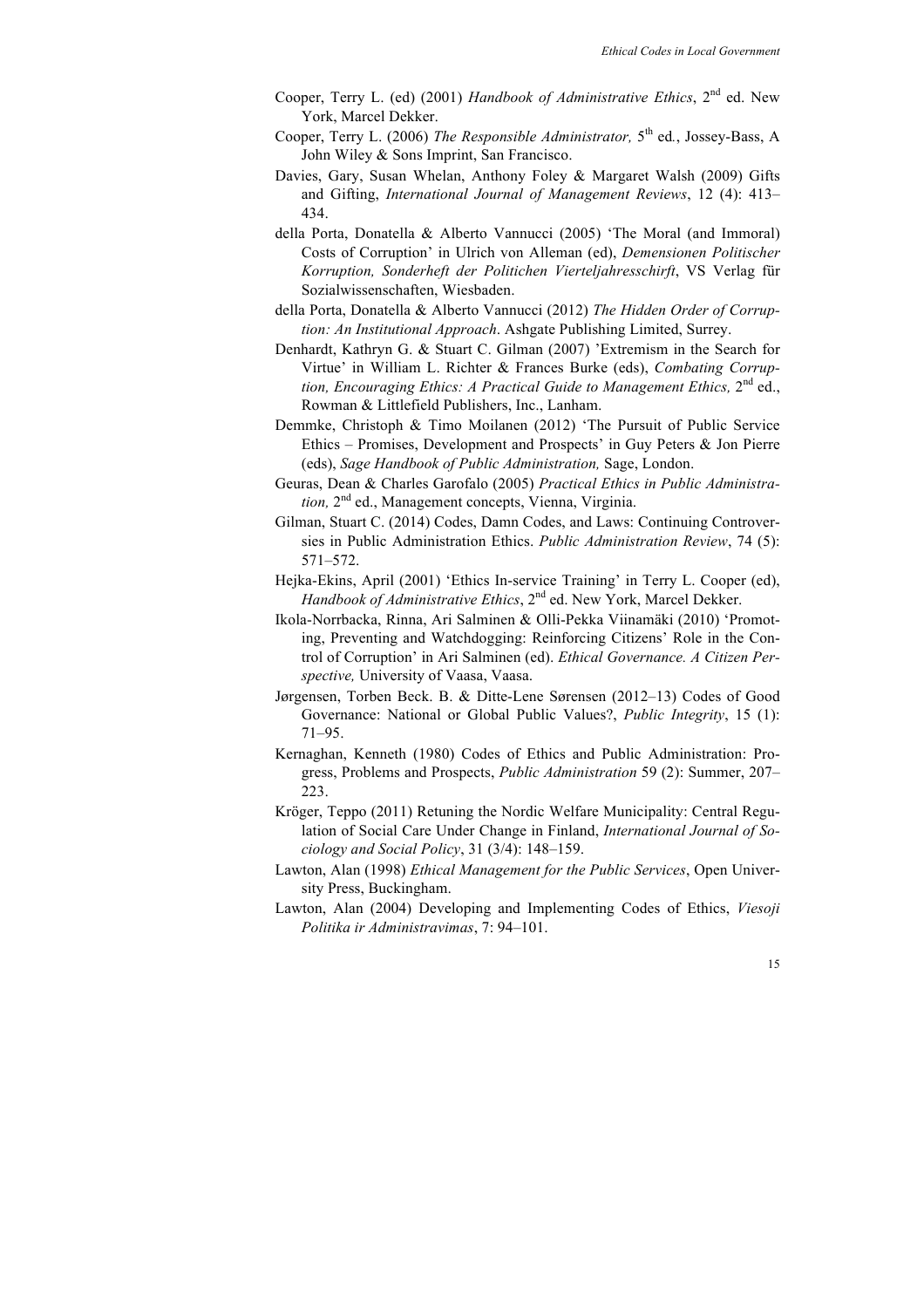Cooper, Terry L. (ed) (2001) *Handbook of Administrative Ethics*, 2nd ed. New York, Marcel Dekker.

Cooper, Terry L. (2006) *The Responsible Administrator,* 5th ed., Jossey-Bass, A John Wiley & Sons Imprint, San Francisco.

Davies, Gary, Susan Whelan, Anthony Foley & Margaret Walsh (2009) Gifts and Gifting, *International Journal of Management Reviews*, 12 (4): 413–434.

della Porta, Donatella & Alberto Vannucci (2005) 'The Moral (and Immoral) Costs of Corruption' in Ulrich von Alleman (ed), *Demensionen Politischer Korruption, Sonderheft der Politichen Vierteljahresschirft*, VS Verlag für Sozialwissenschaften, Wiesbaden.

della Porta, Donatella & Alberto Vannucci (2012) *The Hidden Order of Corruption: An Institutional Approach*. Ashgate Publishing Limited, Surrey.

Denhardt, Kathryn G. & Stuart C. Gilman (2007) 'Extremism in the Search for Virtue' in William L. Richter & Frances Burke (eds), *Combating Corruption, Encouraging Ethics: A Practical Guide to Management Ethics,* 2nd ed., Rowman & Littlefield Publishers, Inc., Lanham.

Demmke, Christoph & Timo Moilanen (2012) 'The Pursuit of Public Service Ethics – Promises, Development and Prospects' in Guy Peters & Jon Pierre (eds), *Sage Handbook of Public Administration,* Sage, London.

Geuras, Dean & Charles Garofalo (2005) *Practical Ethics in Public Administration,* 2nd ed., Management concepts, Vienna, Virginia.

Gilman, Stuart C. (2014) Codes, Damn Codes, and Laws: Continuing Controversies in Public Administration Ethics. *Public Administration Review*, 74 (5): 571–572.

Hejka-Ekins, April (2001) 'Ethics In-service Training' in Terry L. Cooper (ed), *Handbook of Administrative Ethics*, 2nd ed. New York, Marcel Dekker.

Ikola-Norrbacka, Rinna, Ari Salminen & Olli-Pekka Viinamäki (2010) 'Promoting, Preventing and Watchdogging: Reinforcing Citizens' Role in the Control of Corruption' in Ari Salminen (ed). *Ethical Governance. A Citizen Perspective,* University of Vaasa, Vaasa.

Jørgensen, Torben Beck. B. & Ditte-Lene Sørensen (2012–13) Codes of Good Governance: National or Global Public Values?, *Public Integrity*, 15 (1): 71–95.

Kernaghan, Kenneth (1980) Codes of Ethics and Public Administration: Progress, Problems and Prospects, *Public Administration* 59 (2): Summer, 207–223.

Kröger, Teppo (2011) Retuning the Nordic Welfare Municipality: Central Regulation of Social Care Under Change in Finland, *International Journal of Sociology and Social Policy*, 31 (3/4): 148–159.

Lawton, Alan (1998) *Ethical Management for the Public Services*, Open University Press, Buckingham.

Lawton, Alan (2004) Developing and Implementing Codes of Ethics, *Viesoji Politika ir Administravimas*, 7: 94–101.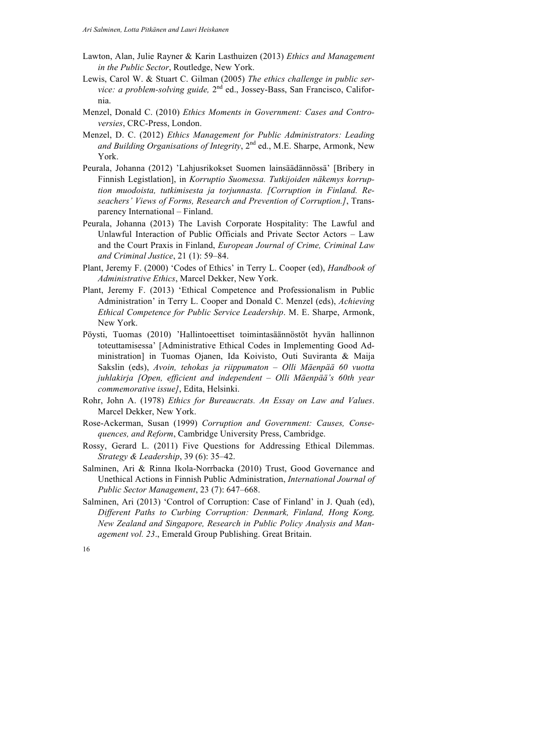Lawton, Alan, Julie Rayner & Karin Lasthuizen (2013) *Ethics and Management in the Public Sector*, Routledge, New York.

Lewis, Carol W. & Stuart C. Gilman (2005) *The ethics challenge in public service: a problem-solving guide,* 2nd ed., Jossey-Bass, San Francisco, California.

Menzel, Donald C. (2010) *Ethics Moments in Government: Cases and Controversies*, CRC-Press, London.

Menzel, D. C. (2012) *Ethics Management for Public Administrators: Leading and Building Organisations of Integrity*, 2nd ed., M.E. Sharpe, Armonk, New York.

Peurala, Johanna (2012) 'Lahjusrikokset Suomen lainsäädännössä' [Bribery in Finnish Legistlation], in *Korruptio Suomessa. Tutkijoiden näkemys korruption muodoista, tutkimisesta ja torjunnasta. [Corruption in Finland. Reseachers' Views of Forms, Research and Prevention of Corruption.]*, Transparency International – Finland.

Peurala, Johanna (2013) The Lavish Corporate Hospitality: The Lawful and Unlawful Interaction of Public Officials and Private Sector Actors – Law and the Court Praxis in Finland, *European Journal of Crime, Criminal Law and Criminal Justice*, 21 (1): 59–84.

Plant, Jeremy F. (2000) 'Codes of Ethics' in Terry L. Cooper (ed), *Handbook of Administrative Ethics*, Marcel Dekker, New York.

Plant, Jeremy F. (2013) 'Ethical Competence and Professionalism in Public Administration' in Terry L. Cooper and Donald C. Menzel (eds), *Achieving Ethical Competence for Public Service Leadership*. M. E. Sharpe, Armonk, New York.

Pöysti, Tuomas (2010) 'Hallintoeettiset toimintasäännöstöt hyvän hallinnon toteuttamisessa' [Administrative Ethical Codes in Implementing Good Administration] in Tuomas Ojanen, Ida Koivisto, Outi Suviranta & Maija Sakslin (eds), *Avoin, tehokas ja riippumaton – Olli Mäenpää 60 vuotta juhlakirja [Open, efficient and independent – Olli Mäenpää's 60th year commemorative issue]*, Edita, Helsinki.

Rohr, John A. (1978) *Ethics for Bureaucrats. An Essay on Law and Values*. Marcel Dekker, New York.

Rose-Ackerman, Susan (1999) *Corruption and Government: Causes, Consequences, and Reform*, Cambridge University Press, Cambridge.

Rossy, Gerard L. (2011) Five Questions for Addressing Ethical Dilemmas. *Strategy & Leadership*, 39 (6): 35–42.

Salminen, Ari & Rinna Ikola-Norrbacka (2010) Trust, Good Governance and Unethical Actions in Finnish Public Administration, *International Journal of Public Sector Management*, 23 (7): 647–668.

Salminen, Ari (2013) 'Control of Corruption: Case of Finland' in J. Quah (ed), *Different Paths to Curbing Corruption: Denmark, Finland, Hong Kong, New Zealand and Singapore, Research in Public Policy Analysis and Management vol. 23*., Emerald Group Publishing. Great Britain.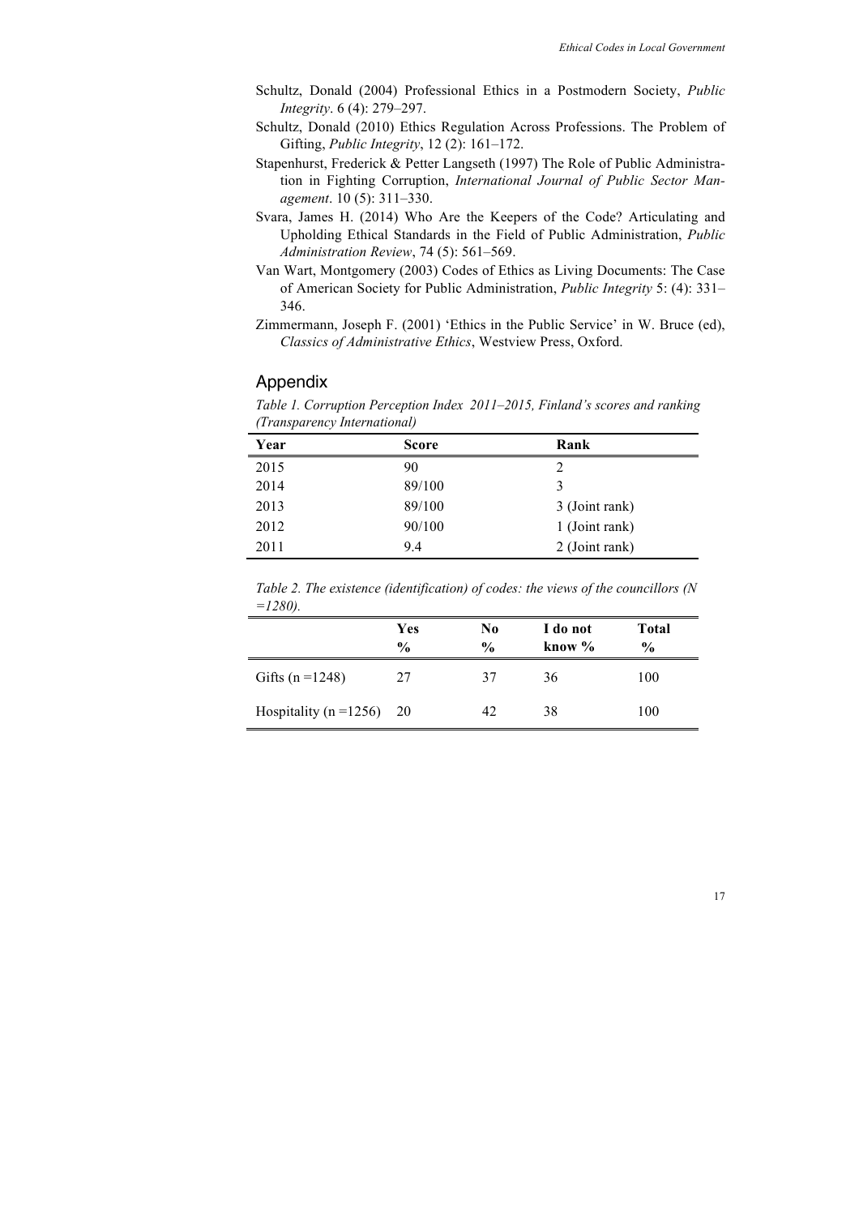Schultz, Donald (2004) Professional Ethics in a Postmodern Society, *Public Integrity*. 6 (4): 279–297.

Schultz, Donald (2010) Ethics Regulation Across Professions. The Problem of Gifting, *Public Integrity*, 12 (2): 161–172.

Stapenhurst, Frederick & Petter Langseth (1997) The Role of Public Administration in Fighting Corruption, *International Journal of Public Sector Management*. 10 (5): 311–330.

Svara, James H. (2014) Who Are the Keepers of the Code? Articulating and Upholding Ethical Standards in the Field of Public Administration, *Public Administration Review*, 74 (5): 561–569.

Van Wart, Montgomery (2003) Codes of Ethics as Living Documents: The Case of American Society for Public Administration, *Public Integrity* 5: (4): 331–346.

Zimmermann, Joseph F. (2001) 'Ethics in the Public Service' in W. Bruce (ed), *Classics of Administrative Ethics*, Westview Press, Oxford.

## Appendix

*Table 1. Corruption Perception Index 2011–2015, Finland's scores and ranking (Transparency International)*

| Year | Score | Rank |
|---|---|---|
| 2015 | 90 | 2 |
| 2014 | 89/100 | 3 |
| 2013 | 89/100 | 3 (Joint rank) |
| 2012 | 90/100 | 1 (Joint rank) |
| 2011 | 9.4 | 2 (Joint rank) |

*Table 2. The existence (identification) of codes: the views of the councillors (N =1280).*

| | Yes % | No % | I do not know % | Total % |
|---|---|---|---|---|
| Gifts (n =1248) | 27 | 37 | 36 | 100 |
| Hospitality (n =1256) | 20 | 42 | 38 | 100 |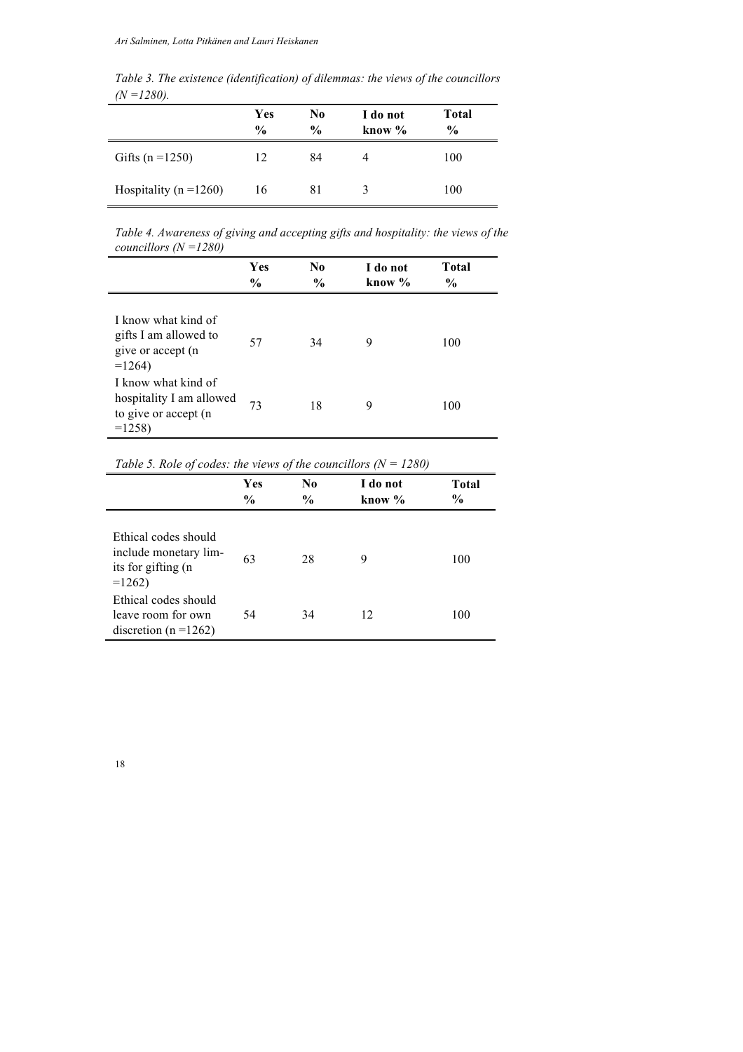*Table 3. The existence (identification) of dilemmas: the views of the councillors (N =1280).*

| | Yes % | No % | I do not know % | Total % |
|---|---|---|---|---|
| Gifts (n =1250) | 12 | 84 | 4 | 100 |
| Hospitality (n =1260) | 16 | 81 | 3 | 100 |

*Table 4. Awareness of giving and accepting gifts and hospitality: the views of the councillors (N =1280)*

| | Yes % | No % | I do not know % | Total % |
|---|---|---|---|---|
| I know what kind of gifts I am allowed to give or accept (n =1264) | 57 | 34 | 9 | 100 |
| I know what kind of hospitality I am allowed to give or accept (n =1258) | 73 | 18 | 9 | 100 |

*Table 5. Role of codes: the views of the councillors (N = 1280)*

| | Yes % | No % | I do not know % | Total % |
|---|---|---|---|---|
| Ethical codes should include monetary limits for gifting (n =1262) | 63 | 28 | 9 | 100 |
| Ethical codes should leave room for own discretion (n =1262) | 54 | 34 | 12 | 100 |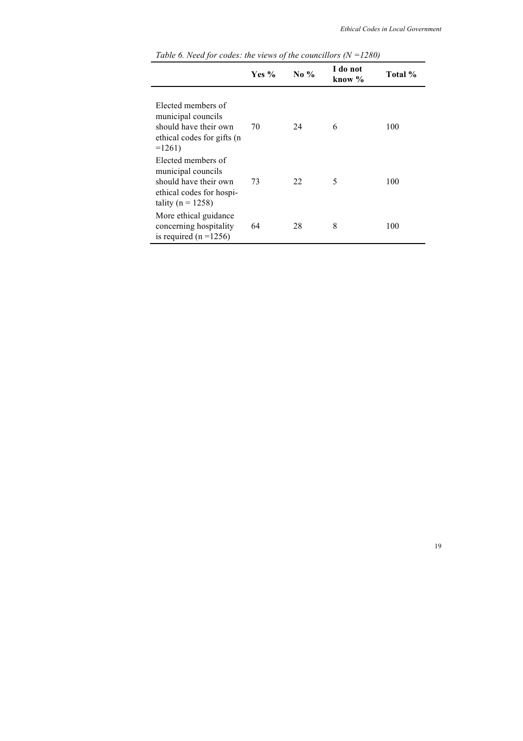*Table 6. Need for codes: the views of the councillors (N =1280)*

| | Yes % | No % | I do not know % | Total % |
|---|---|---|---|---|
| Elected members of municipal councils should have their own ethical codes for gifts (n =1261) | 70 | 24 | 6 | 100 |
| Elected members of municipal councils should have their own ethical codes for hospitality (n = 1258) | 73 | 22 | 5 | 100 |
| More ethical guidance concerning hospitality is required (n =1256) | 64 | 28 | 8 | 100 |